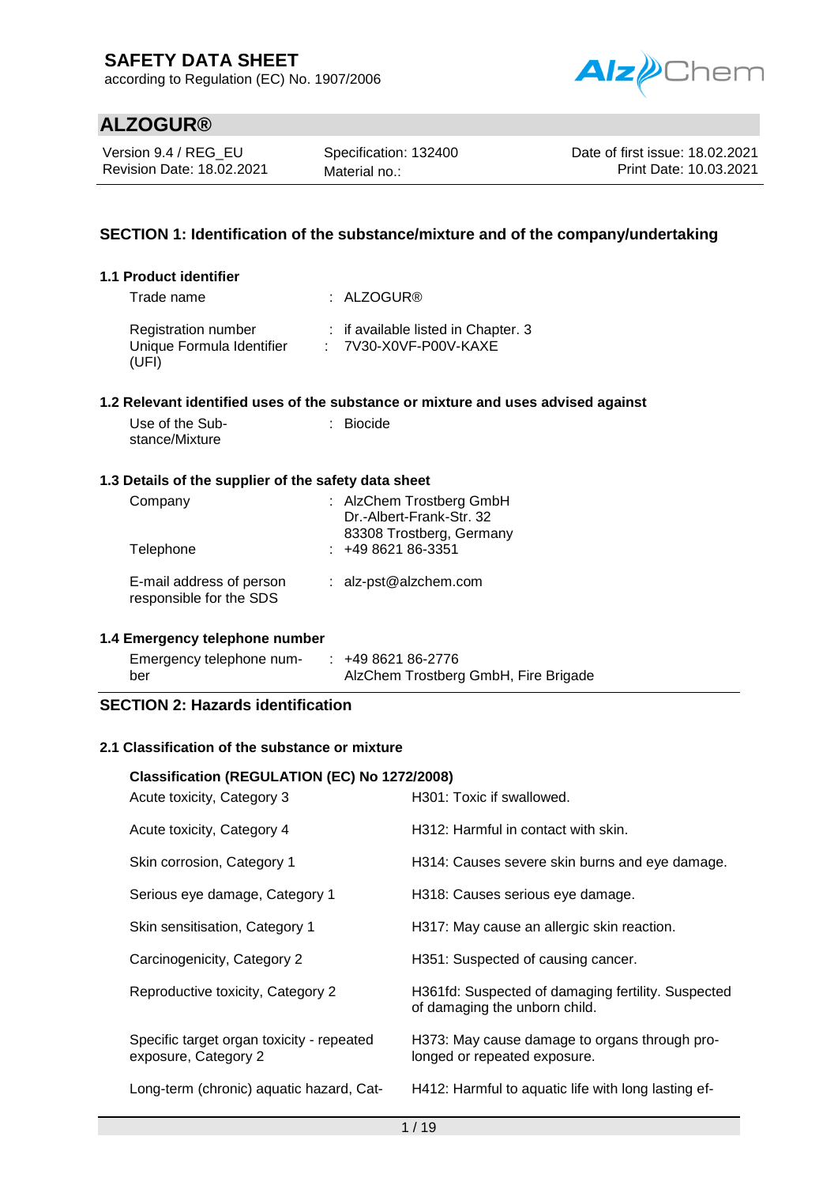# SAFETY DATA SHEET

according to Regulation (EC) No. 1907/2006

## ALZOGUR®

| Version 9.4 / REG_EU | Specification: 132400 | Date of first issue: 18.02.2021 |
|---|---|---|
| Revision Date: 18.02.2021 | Material no.: | Print Date: 10.03.2021 |

## SECTION 1: Identification of the substance/mixture and of the company/undertaking

### 1.1 Product identifier

Trade name : ALZOGUR®

Registration number : if available listed in Chapter. 3

Unique Formula Identifier (UFI) : 7V30-X0VF-P00V-KAXE

### 1.2 Relevant identified uses of the substance or mixture and uses advised against

Use of the Substance/Mixture : Biocide

### 1.3 Details of the supplier of the safety data sheet

Company : AlzChem Trostberg GmbH
Dr.-Albert-Frank-Str. 32
83308 Trostberg, Germany

Telephone : +49 8621 86-3351

E-mail address of person responsible for the SDS : alz-pst@alzchem.com

### 1.4 Emergency telephone number

Emergency telephone number : +49 8621 86-2776
AlzChem Trostberg GmbH, Fire Brigade

## SECTION 2: Hazards identification

### 2.1 Classification of the substance or mixture

**Classification (REGULATION (EC) No 1272/2008)**

| | |
|---|---|
| Acute toxicity, Category 3 | H301: Toxic if swallowed. |
| Acute toxicity, Category 4 | H312: Harmful in contact with skin. |
| Skin corrosion, Category 1 | H314: Causes severe skin burns and eye damage. |
| Serious eye damage, Category 1 | H318: Causes serious eye damage. |
| Skin sensitisation, Category 1 | H317: May cause an allergic skin reaction. |
| Carcinogenicity, Category 2 | H351: Suspected of causing cancer. |
| Reproductive toxicity, Category 2 | H361fd: Suspected of damaging fertility. Suspected of damaging the unborn child. |
| Specific target organ toxicity - repeated exposure, Category 2 | H373: May cause damage to organs through prolonged or repeated exposure. |
| Long-term (chronic) aquatic hazard, Cat- | H412: Harmful to aquatic life with long lasting ef- |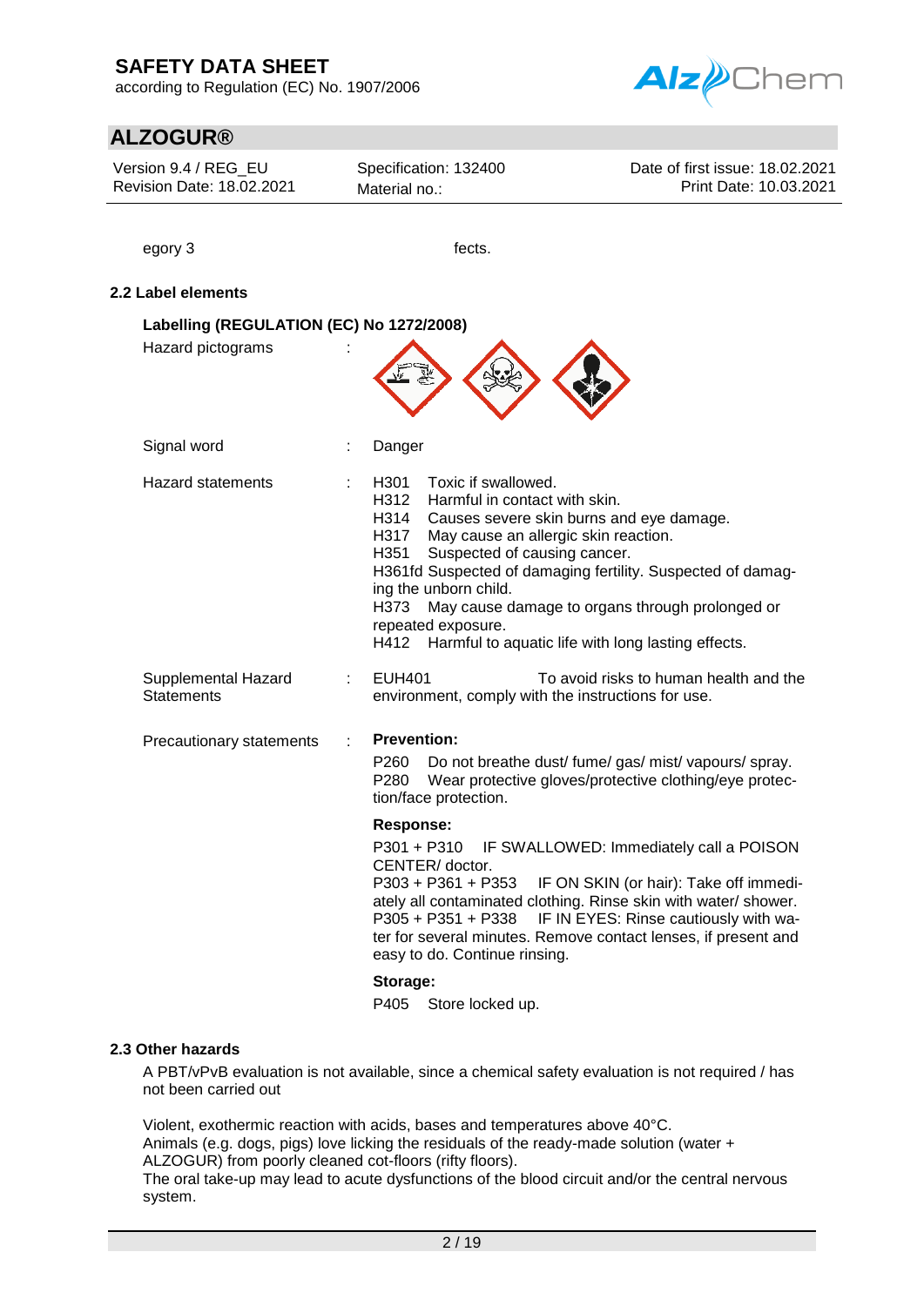egory 3 fects.

### 2.2 Label elements

**Labelling (REGULATION (EC) No 1272/2008)**

Hazard pictograms :

Signal word : Danger

Hazard statements :
H301 Toxic if swallowed.
H312 Harmful in contact with skin.
H314 Causes severe skin burns and eye damage.
H317 May cause an allergic skin reaction.
H351 Suspected of causing cancer.
H361fd Suspected of damaging fertility. Suspected of damaging the unborn child.
H373 May cause damage to organs through prolonged or repeated exposure.
H412 Harmful to aquatic life with long lasting effects.

Supplemental Hazard Statements : EUH401 To avoid risks to human health and the environment, comply with the instructions for use.

Precautionary statements :

**Prevention:**

P260 Do not breathe dust/ fume/ gas/ mist/ vapours/ spray.
P280 Wear protective gloves/protective clothing/eye protection/face protection.

**Response:**

P301 + P310 IF SWALLOWED: Immediately call a POISON CENTER/ doctor.
P303 + P361 + P353 IF ON SKIN (or hair): Take off immediately all contaminated clothing. Rinse skin with water/ shower.
P305 + P351 + P338 IF IN EYES: Rinse cautiously with water for several minutes. Remove contact lenses, if present and easy to do. Continue rinsing.

**Storage:**

P405 Store locked up.

### 2.3 Other hazards

A PBT/vPvB evaluation is not available, since a chemical safety evaluation is not required / has not been carried out

Violent, exothermic reaction with acids, bases and temperatures above 40°C.
Animals (e.g. dogs, pigs) love licking the residuals of the ready-made solution (water + ALZOGUR) from poorly cleaned cot-floors (rifty floors).
The oral take-up may lead to acute dysfunctions of the blood circuit and/or the central nervous system.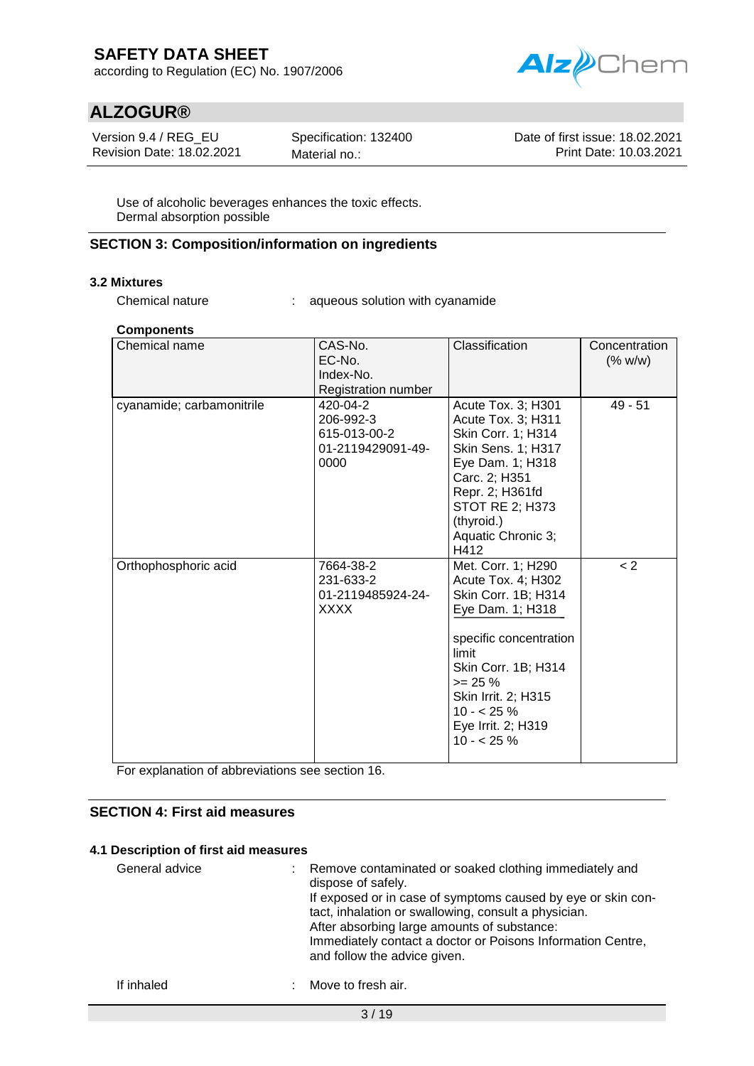Use of alcoholic beverages enhances the toxic effects.
Dermal absorption possible

## SECTION 3: Composition/information on ingredients

### 3.2 Mixtures

Chemical nature : aqueous solution with cyanamide

**Components**

| Chemical name | CAS-No.<br>EC-No.<br>Index-No.<br>Registration number | Classification | Concentration (% w/w) |
|---|---|---|---|
| cyanamide; carbamonitrile | 420-04-2<br>206-992-3<br>615-013-00-2<br>01-2119429091-49-0000 | Acute Tox. 3; H301<br>Acute Tox. 3; H311<br>Skin Corr. 1; H314<br>Skin Sens. 1; H317<br>Eye Dam. 1; H318<br>Carc. 2; H351<br>Repr. 2; H361fd<br>STOT RE 2; H373 (thyroid.)<br>Aquatic Chronic 3; H412 | 49 - 51 |
| Orthophosphoric acid | 7664-38-2<br>231-633-2<br>01-2119485924-24-XXXX | Met. Corr. 1; H290<br>Acute Tox. 4; H302<br>Skin Corr. 1B; H314<br>Eye Dam. 1; H318<br><br>specific concentration limit<br>Skin Corr. 1B; H314<br>>= 25 %<br>Skin Irrit. 2; H315<br>10 - < 25 %<br>Eye Irrit. 2; H319<br>10 - < 25 % | < 2 |

For explanation of abbreviations see section 16.

## SECTION 4: First aid measures

### 4.1 Description of first aid measures

General advice : Remove contaminated or soaked clothing immediately and dispose of safely.
If exposed or in case of symptoms caused by eye or skin contact, inhalation or swallowing, consult a physician.
After absorbing large amounts of substance:
Immediately contact a doctor or Poisons Information Centre, and follow the advice given.

If inhaled : Move to fresh air.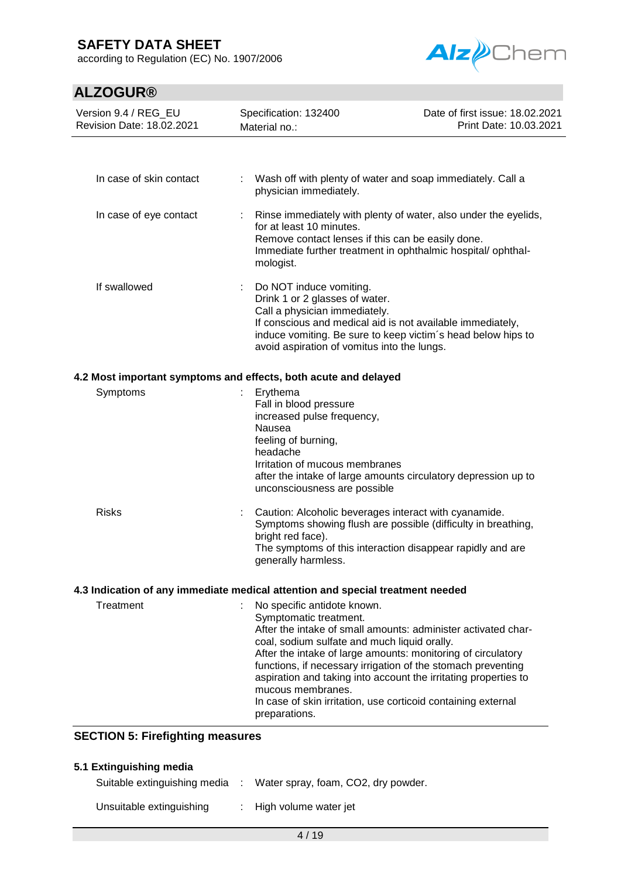| | | |
|---|---|---|
| In case of skin contact | : | Wash off with plenty of water and soap immediately. Call a physician immediately. |
| In case of eye contact | : | Rinse immediately with plenty of water, also under the eyelids, for at least 10 minutes.<br>Remove contact lenses if this can be easily done.<br>Immediate further treatment in ophthalmic hospital/ ophthalmologist. |
| If swallowed | : | Do NOT induce vomiting.<br>Drink 1 or 2 glasses of water.<br>Call a physician immediately.<br>If conscious and medical aid is not available immediately, induce vomiting. Be sure to keep victim´s head below hips to avoid aspiration of vomitus into the lungs. |

### 4.2 Most important symptoms and effects, both acute and delayed

| | | |
|---|---|---|
| Symptoms | : | Erythema<br>Fall in blood pressure<br>increased pulse frequency,<br>Nausea<br>feeling of burning,<br>headache<br>Irritation of mucous membranes<br>after the intake of large amounts circulatory depression up to unconsciousness are possible |
| Risks | : | Caution: Alcoholic beverages interact with cyanamide.<br>Symptoms showing flush are possible (difficulty in breathing, bright red face).<br>The symptoms of this interaction disappear rapidly and are generally harmless. |

### 4.3 Indication of any immediate medical attention and special treatment needed

| | | |
|---|---|---|
| Treatment | : | No specific antidote known.<br>Symptomatic treatment.<br>After the intake of small amounts: administer activated charcoal, sodium sulfate and much liquid orally.<br>After the intake of large amounts: monitoring of circulatory functions, if necessary irrigation of the stomach preventing aspiration and taking into account the irritating properties to mucous membranes.<br>In case of skin irritation, use corticoid containing external preparations. |

## SECTION 5: Firefighting measures

### 5.1 Extinguishing media

| | | |
|---|---|---|
| Suitable extinguishing media | : | Water spray, foam, $CO_2$, dry powder. |
| Unsuitable extinguishing | : | High volume water jet |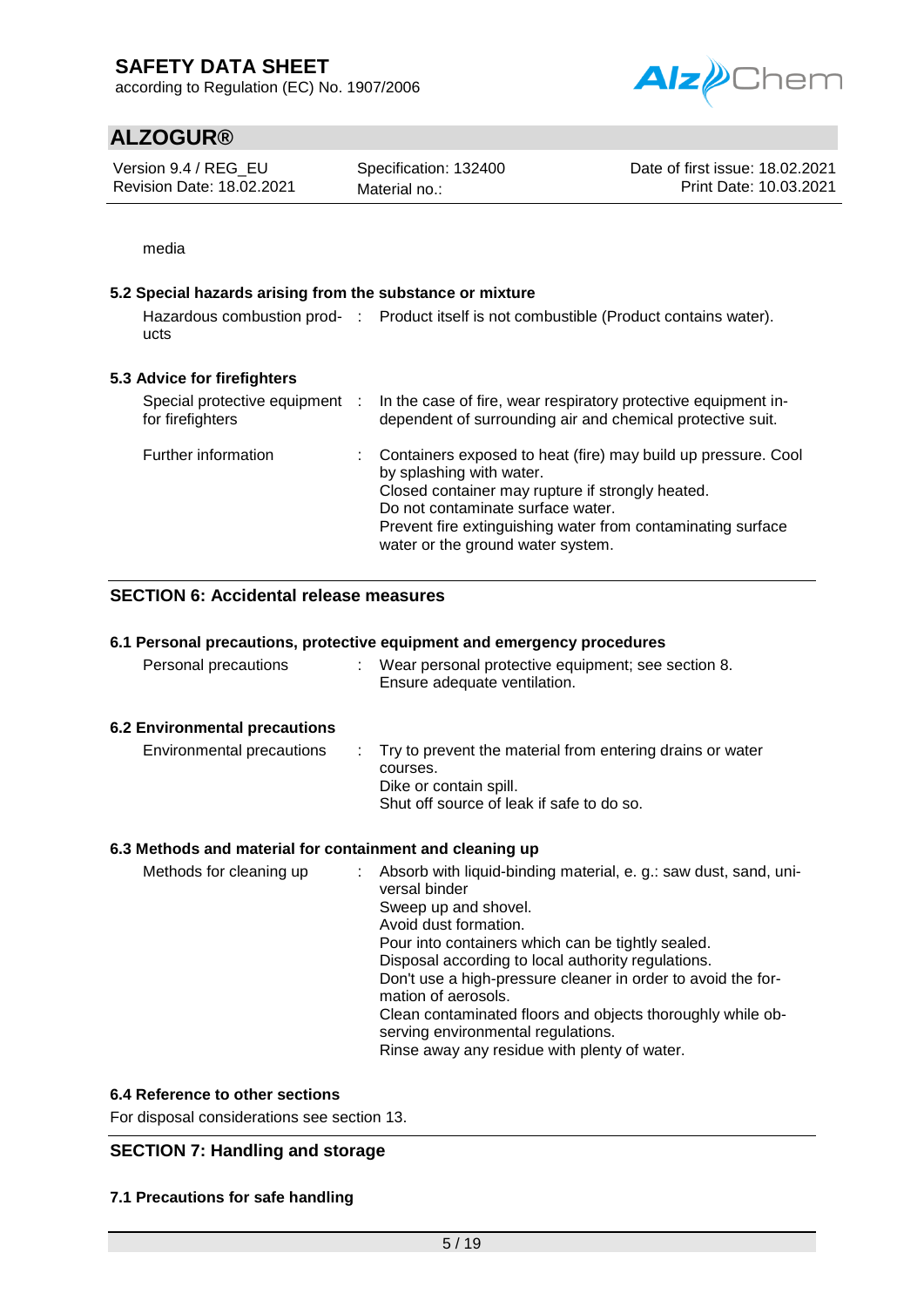media

### 5.2 Special hazards arising from the substance or mixture

| | |
|---|---|
| Hazardous combustion products | Product itself is not combustible (Product contains water). |

### 5.3 Advice for firefighters

| | |
|---|---|
| Special protective equipment for firefighters | In the case of fire, wear respiratory protective equipment independent of surrounding air and chemical protective suit. |
| Further information | Containers exposed to heat (fire) may build up pressure. Cool by splashing with water.<br>Closed container may rupture if strongly heated.<br>Do not contaminate surface water.<br>Prevent fire extinguishing water from contaminating surface water or the ground water system. |

## SECTION 6: Accidental release measures

### 6.1 Personal precautions, protective equipment and emergency procedures

| | |
|---|---|
| Personal precautions | Wear personal protective equipment; see section 8.<br>Ensure adequate ventilation. |

### 6.2 Environmental precautions

| | |
|---|---|
| Environmental precautions | Try to prevent the material from entering drains or water courses.<br>Dike or contain spill.<br>Shut off source of leak if safe to do so. |

### 6.3 Methods and material for containment and cleaning up

| | |
|---|---|
| Methods for cleaning up | Absorb with liquid-binding material, e. g.: saw dust, sand, universal binder<br>Sweep up and shovel.<br>Avoid dust formation.<br>Pour into containers which can be tightly sealed.<br>Disposal according to local authority regulations.<br>Don't use a high-pressure cleaner in order to avoid the formation of aerosols.<br>Clean contaminated floors and objects thoroughly while observing environmental regulations.<br>Rinse away any residue with plenty of water. |

### 6.4 Reference to other sections

For disposal considerations see section 13.

## SECTION 7: Handling and storage

### 7.1 Precautions for safe handling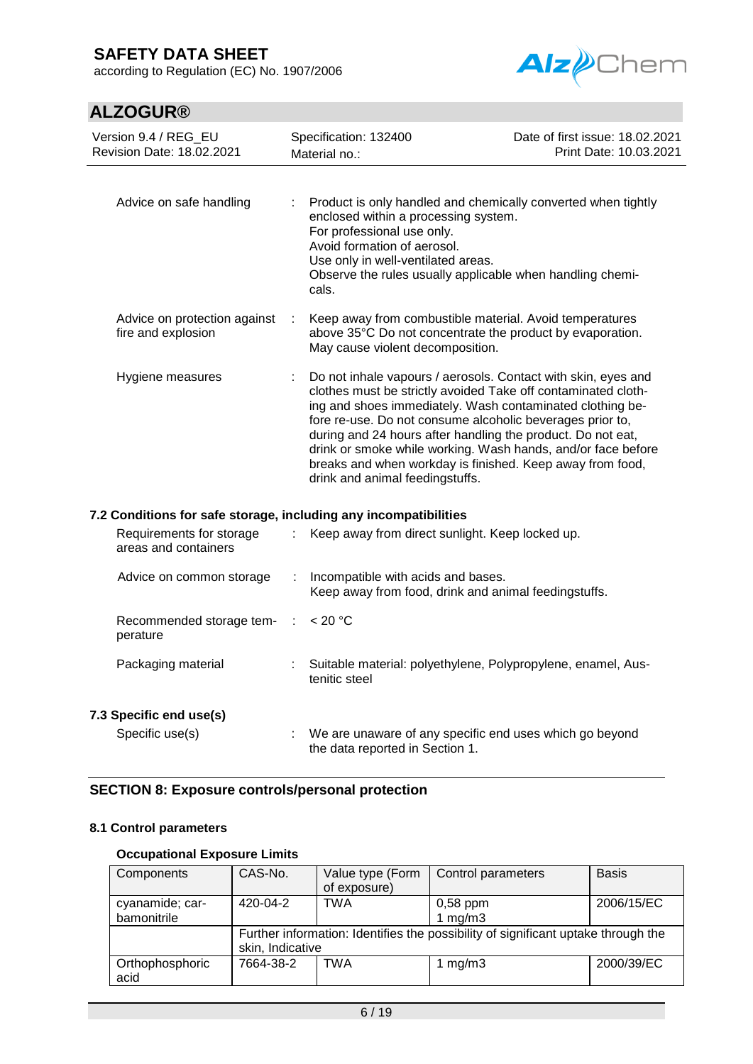| | | |
|---|---|---|
| Advice on safe handling | : | Product is only handled and chemically converted when tightly enclosed within a processing system.<br>For professional use only.<br>Avoid formation of aerosol.<br>Use only in well-ventilated areas.<br>Observe the rules usually applicable when handling chemicals. |
| Advice on protection against fire and explosion | : | Keep away from combustible material. Avoid temperatures above 35°C Do not concentrate the product by evaporation. May cause violent decomposition. |
| Hygiene measures | : | Do not inhale vapours / aerosols. Contact with skin, eyes and clothes must be strictly avoided Take off contaminated clothing and shoes immediately. Wash contaminated clothing before re-use. Do not consume alcoholic beverages prior to, during and 24 hours after handling the product. Do not eat, drink or smoke while working. Wash hands, and/or face before breaks and when workday is finished. Keep away from food, drink and animal feedingstuffs. |

### 7.2 Conditions for safe storage, including any incompatibilities

| | | |
|---|---|---|
| Requirements for storage areas and containers | : | Keep away from direct sunlight. Keep locked up. |
| Advice on common storage | : | Incompatible with acids and bases.<br>Keep away from food, drink and animal feedingstuffs. |
| Recommended storage temperature | : | < 20 °C |
| Packaging material | : | Suitable material: polyethylene, Polypropylene, enamel, Austenitic steel |

### 7.3 Specific end use(s)

| | | |
|---|---|---|
| Specific use(s) | : | We are unaware of any specific end uses which go beyond the data reported in Section 1. |

## SECTION 8: Exposure controls/personal protection

### 8.1 Control parameters

**Occupational Exposure Limits**

| Components | CAS-No. | Value type (Form of exposure) | Control parameters | Basis |
|---|---|---|---|---|
| cyanamide; carbamonitrile | 420-04-2 | TWA | 0,58 ppm<br>1 mg/m3 | 2006/15/EC |
| | Further information: Identifies the possibility of significant uptake through the skin, Indicative | | | |
| Orthophosphoric acid | 7664-38-2 | TWA | 1 mg/m3 | 2000/39/EC |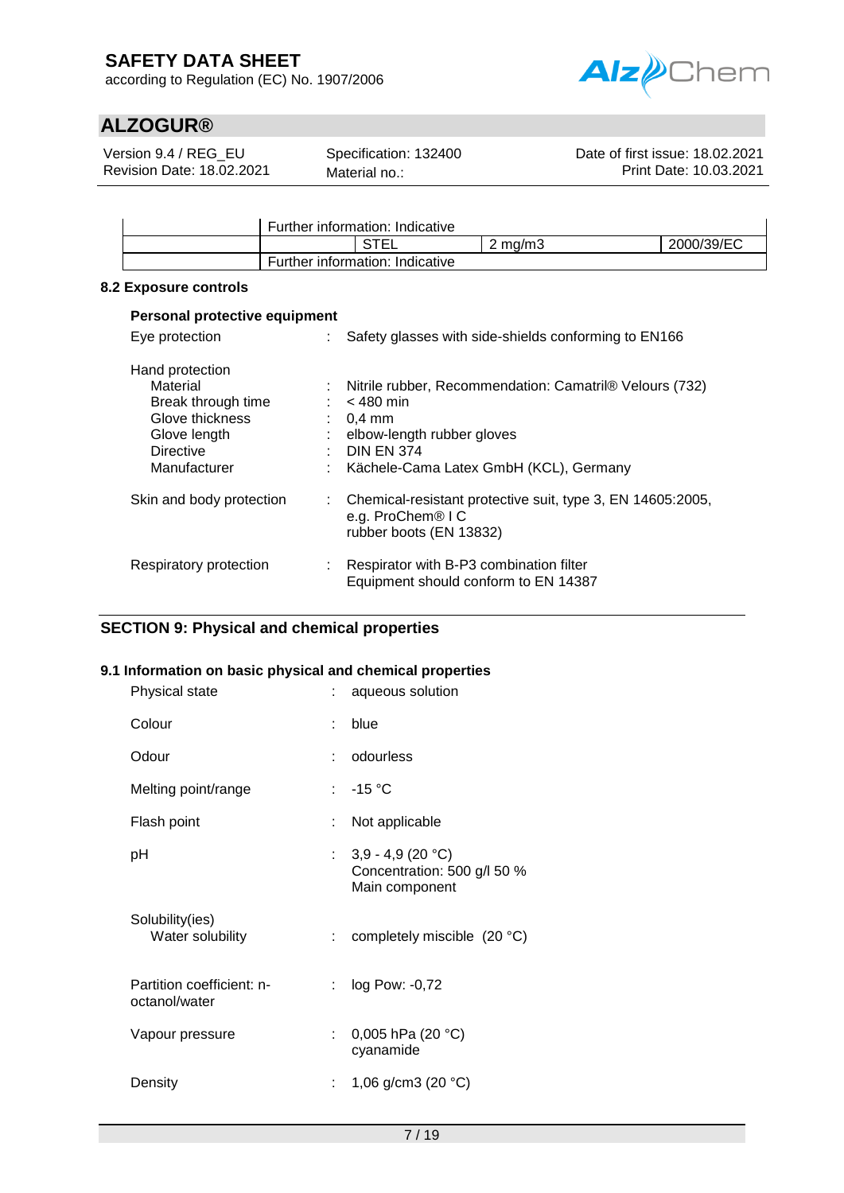| | Further information: Indicative | | |
|---|---|---|---|
| | STEL | 2 mg/m3 | 2000/39/EC |
| | Further information: Indicative | | |

### 8.2 Exposure controls

**Personal protective equipment**

Eye protection : Safety glasses with side-shields conforming to EN166

Hand protection
- Material : Nitrile rubber, Recommendation: Camatril® Velours (732)
- Break through time : < 480 min
- Glove thickness : 0,4 mm
- Glove length : elbow-length rubber gloves
- Directive : DIN EN 374
- Manufacturer : Kächele-Cama Latex GmbH (KCL), Germany

Skin and body protection : Chemical-resistant protective suit, type 3, EN 14605:2005, e.g. ProChem® I C
rubber boots (EN 13832)

Respiratory protection : Respirator with B-P3 combination filter
Equipment should conform to EN 14387

## SECTION 9: Physical and chemical properties

### 9.1 Information on basic physical and chemical properties

Physical state : aqueous solution

Colour : blue

Odour : odourless

Melting point/range : -15 °C

Flash point : Not applicable

pH : 3,9 - 4,9 (20 °C)
Concentration: 500 g/l 50 %
Main component

Solubility(ies)
- Water solubility : completely miscible (20 °C)

Partition coefficient: n-octanol/water : log Pow: -0,72

Vapour pressure : 0,005 hPa (20 °C)
cyanamide

Density : 1,06 g/cm3 (20 °C)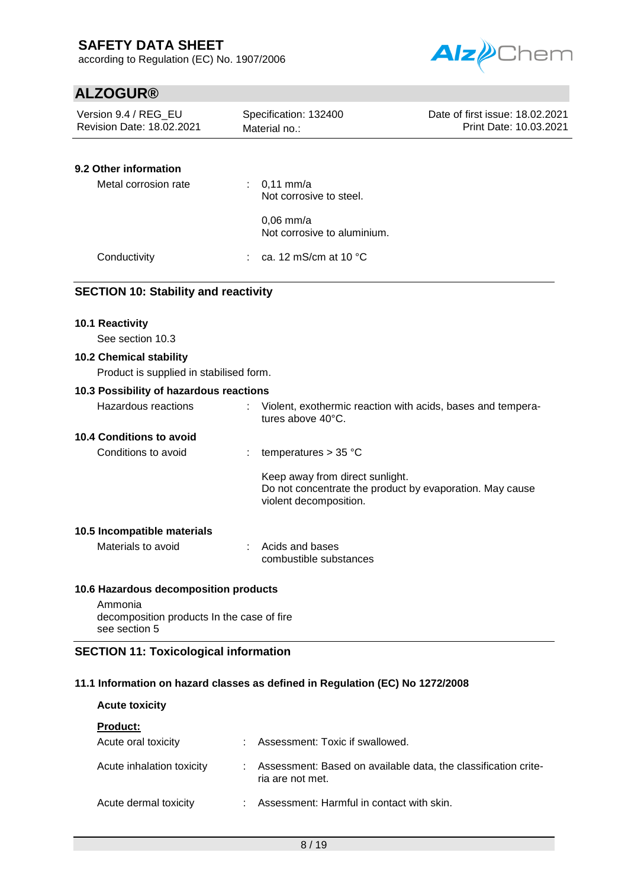### 9.2 Other information

| | | |
|---|---|---|
| Metal corrosion rate | : | 0,11 mm/a<br>Not corrosive to steel.<br><br>0,06 mm/a<br>Not corrosive to aluminium. |
| Conductivity | : | ca. 12 mS/cm at 10 °C |

## SECTION 10: Stability and reactivity

### 10.1 Reactivity

See section 10.3

### 10.2 Chemical stability

Product is supplied in stabilised form.

### 10.3 Possibility of hazardous reactions

| | | |
|---|---|---|
| Hazardous reactions | : | Violent, exothermic reaction with acids, bases and temperatures above 40°C. |

### 10.4 Conditions to avoid

| | | |
|---|---|---|
| Conditions to avoid | : | temperatures > 35 °C<br><br>Keep away from direct sunlight.<br>Do not concentrate the product by evaporation. May cause violent decomposition. |

### 10.5 Incompatible materials

| | | |
|---|---|---|
| Materials to avoid | : | Acids and bases<br>combustible substances |

### 10.6 Hazardous decomposition products

Ammonia
decomposition products In the case of fire
see section 5

## SECTION 11: Toxicological information

### 11.1 Information on hazard classes as defined in Regulation (EC) No 1272/2008

**Acute toxicity**

**Product:**

| | | |
|---|---|---|
| Acute oral toxicity | : | Assessment: Toxic if swallowed. |
| Acute inhalation toxicity | : | Assessment: Based on available data, the classification criteria are not met. |
| Acute dermal toxicity | : | Assessment: Harmful in contact with skin. |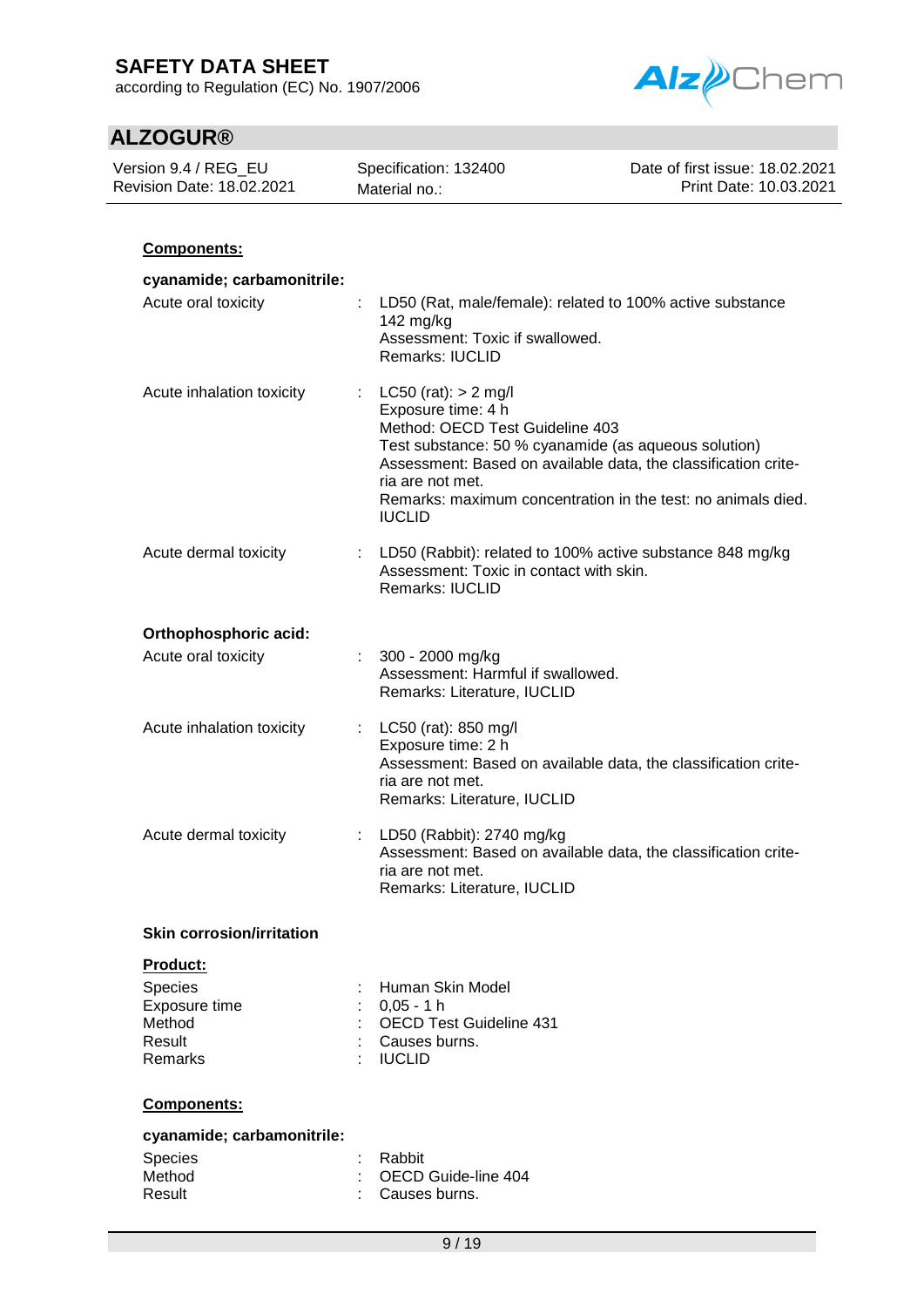**Components:**

**cyanamide; carbamonitrile:**

Acute oral toxicity : LD50 (Rat, male/female): related to 100% active substance 142 mg/kg
Assessment: Toxic if swallowed.
Remarks: IUCLID

Acute inhalation toxicity : LC50 (rat): > 2 mg/l
Exposure time: 4 h
Method: OECD Test Guideline 403
Test substance: 50 % cyanamide (as aqueous solution)
Assessment: Based on available data, the classification criteria are not met.
Remarks: maximum concentration in the test: no animals died.
IUCLID

Acute dermal toxicity : LD50 (Rabbit): related to 100% active substance 848 mg/kg
Assessment: Toxic in contact with skin.
Remarks: IUCLID

**Orthophosphoric acid:**

Acute oral toxicity : 300 - 2000 mg/kg
Assessment: Harmful if swallowed.
Remarks: Literature, IUCLID

Acute inhalation toxicity : LC50 (rat): 850 mg/l
Exposure time: 2 h
Assessment: Based on available data, the classification criteria are not met.
Remarks: Literature, IUCLID

Acute dermal toxicity : LD50 (Rabbit): 2740 mg/kg
Assessment: Based on available data, the classification criteria are not met.
Remarks: Literature, IUCLID

**Skin corrosion/irritation**

**Product:**

Species : Human Skin Model
Exposure time : 0,05 - 1 h
Method : OECD Test Guideline 431
Result : Causes burns.
Remarks : IUCLID

**Components:**

**cyanamide; carbamonitrile:**

Species : Rabbit
Method : OECD Guide-line 404
Result : Causes burns.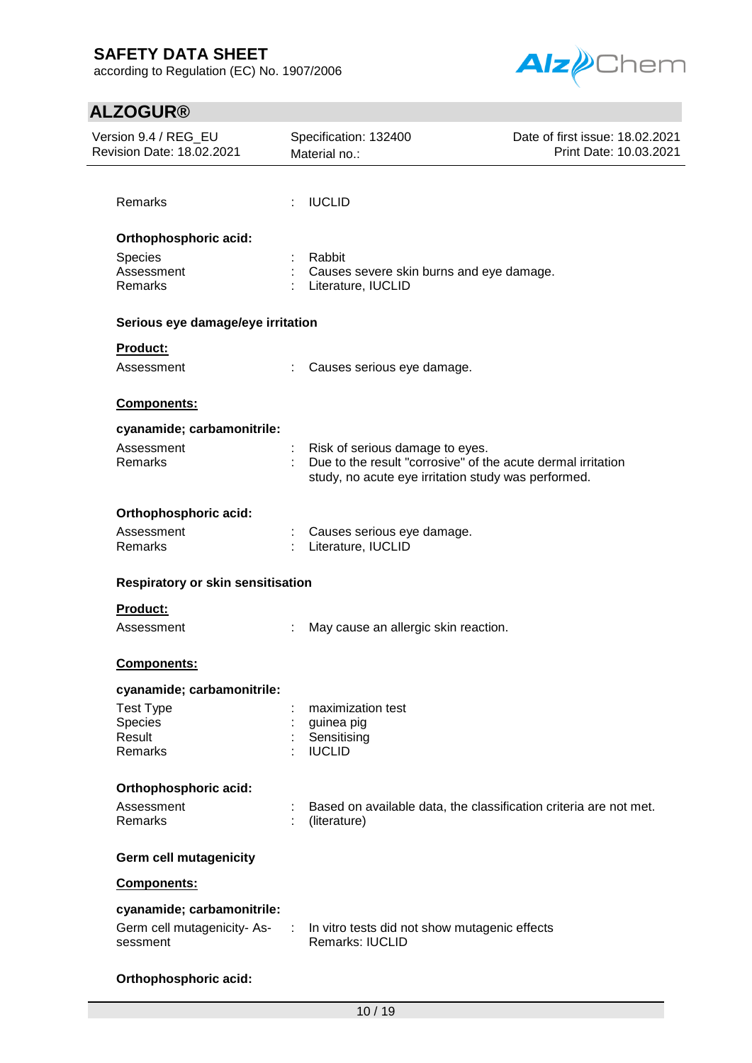Remarks : IUCLID

**Orthophosphoric acid:**

Species : Rabbit
Assessment : Causes severe skin burns and eye damage.
Remarks : Literature, IUCLID

**Serious eye damage/eye irritation**

**Product:**

Assessment : Causes serious eye damage.

**Components:**

**cyanamide; carbamonitrile:**

Assessment : Risk of serious damage to eyes.
Remarks : Due to the result "corrosive" of the acute dermal irritation study, no acute eye irritation study was performed.

**Orthophosphoric acid:**

Assessment : Causes serious eye damage.
Remarks : Literature, IUCLID

**Respiratory or skin sensitisation**

**Product:**

Assessment : May cause an allergic skin reaction.

**Components:**

**cyanamide; carbamonitrile:**

Test Type : maximization test
Species : guinea pig
Result : Sensitising
Remarks : IUCLID

**Orthophosphoric acid:**

Assessment : Based on available data, the classification criteria are not met.
Remarks : (literature)

**Germ cell mutagenicity**

**Components:**

**cyanamide; carbamonitrile:**

Germ cell mutagenicity- Assessment : In vitro tests did not show mutagenic effects
Remarks: IUCLID

**Orthophosphoric acid:**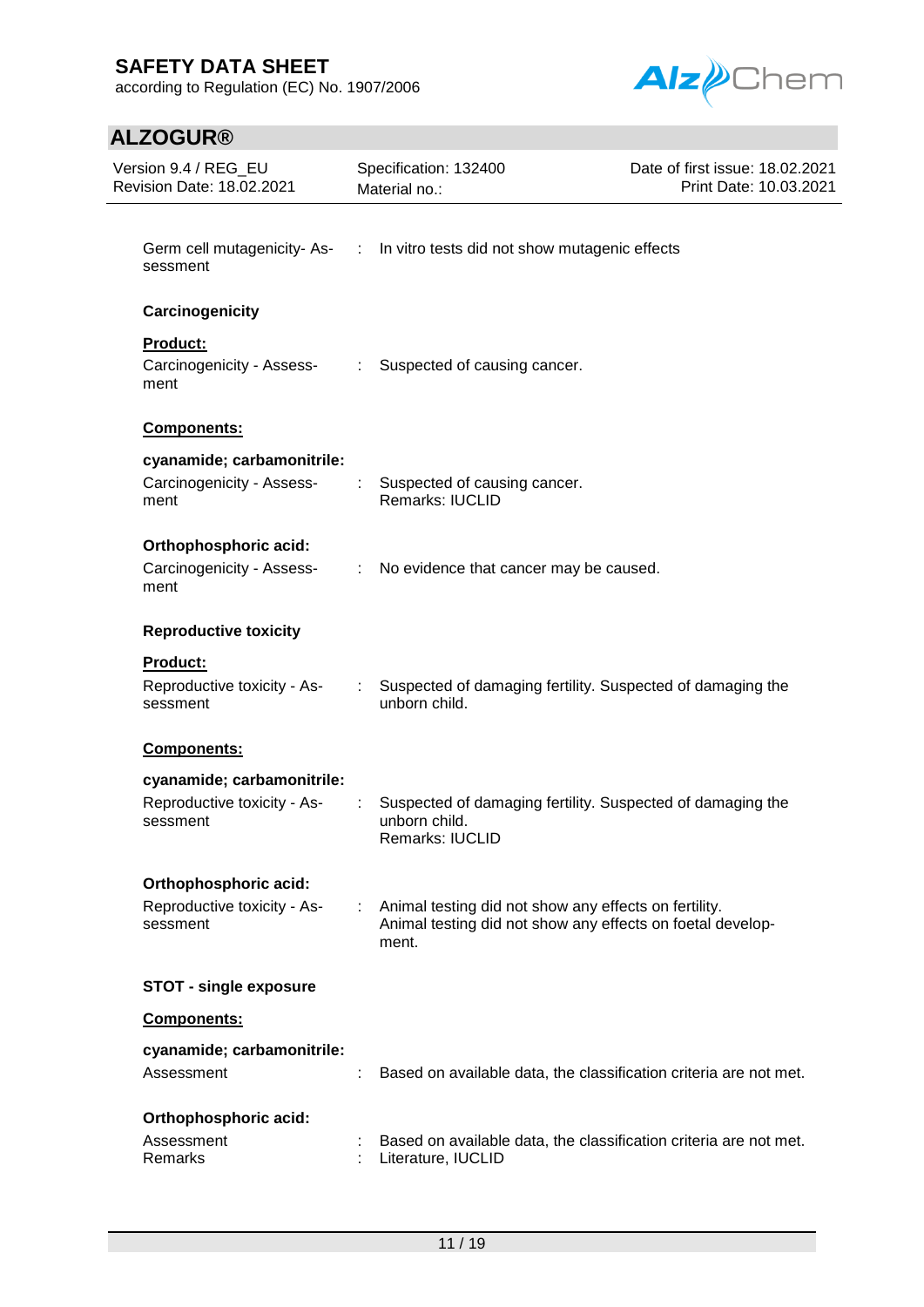Germ cell mutagenicity- Assessment : In vitro tests did not show mutagenic effects

**Carcinogenicity**

**Product:**

Carcinogenicity - Assessment : Suspected of causing cancer.

**Components:**

**cyanamide; carbamonitrile:**

Carcinogenicity - Assessment : Suspected of causing cancer.
Remarks: IUCLID

**Orthophosphoric acid:**

Carcinogenicity - Assessment : No evidence that cancer may be caused.

**Reproductive toxicity**

**Product:**

Reproductive toxicity - Assessment : Suspected of damaging fertility. Suspected of damaging the unborn child.

**Components:**

**cyanamide; carbamonitrile:**

Reproductive toxicity - Assessment : Suspected of damaging fertility. Suspected of damaging the unborn child.
Remarks: IUCLID

**Orthophosphoric acid:**

Reproductive toxicity - Assessment : Animal testing did not show any effects on fertility.
Animal testing did not show any effects on foetal development.

**STOT - single exposure**

**Components:**

**cyanamide; carbamonitrile:**

Assessment : Based on available data, the classification criteria are not met.

**Orthophosphoric acid:**

Assessment : Based on available data, the classification criteria are not met.
Remarks : Literature, IUCLID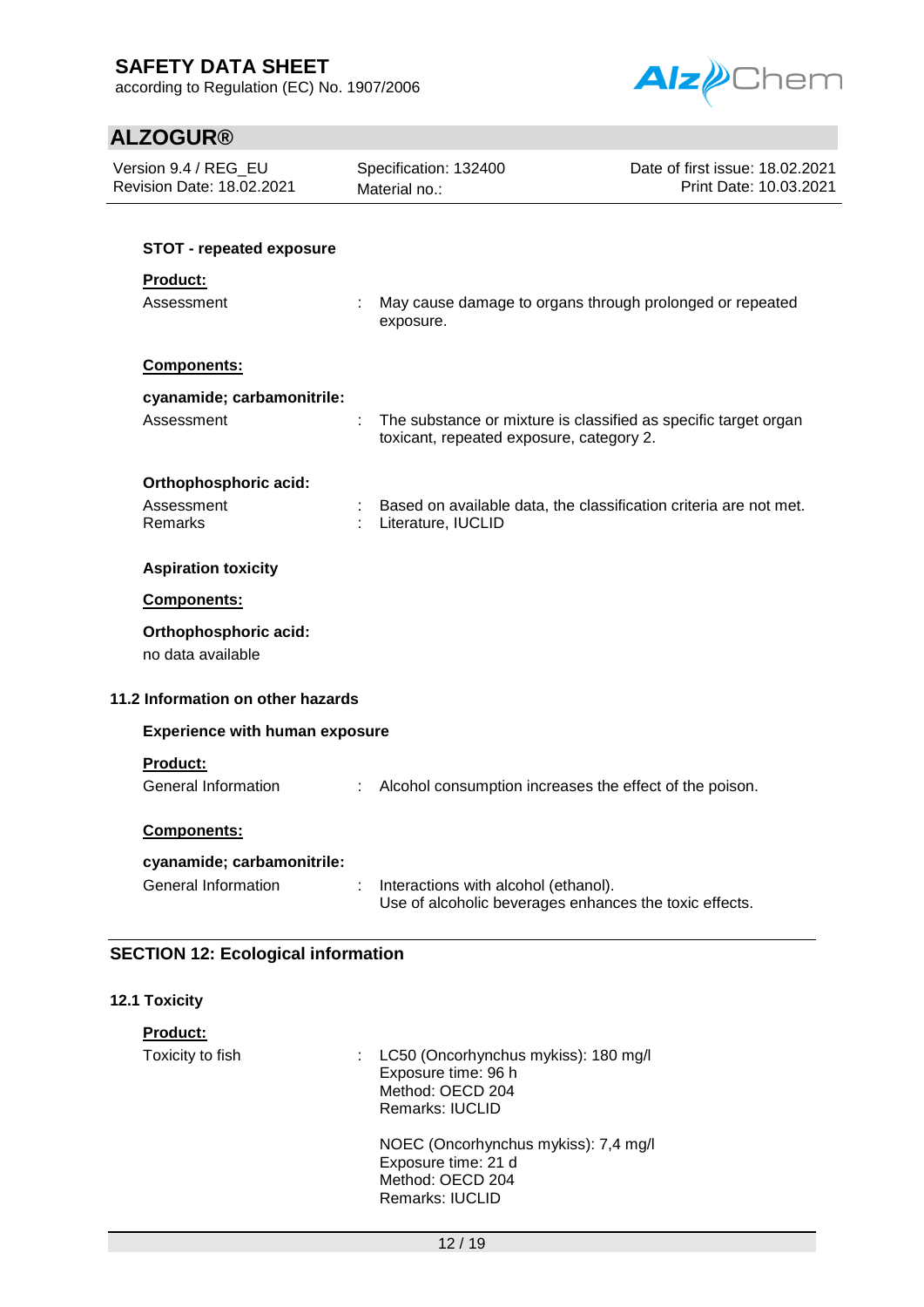**STOT - repeated exposure**

**Product:**

Assessment : May cause damage to organs through prolonged or repeated exposure.

**Components:**

**cyanamide; carbamonitrile:**

Assessment : The substance or mixture is classified as specific target organ toxicant, repeated exposure, category 2.

**Orthophosphoric acid:**

Assessment : Based on available data, the classification criteria are not met.
Remarks : Literature, IUCLID

**Aspiration toxicity**

**Components:**

**Orthophosphoric acid:**

no data available

### 11.2 Information on other hazards

**Experience with human exposure**

**Product:**

General Information : Alcohol consumption increases the effect of the poison.

**Components:**

**cyanamide; carbamonitrile:**

General Information : Interactions with alcohol (ethanol).
Use of alcoholic beverages enhances the toxic effects.

## SECTION 12: Ecological information

### 12.1 Toxicity

**Product:**

Toxicity to fish : LC50 (Oncorhynchus mykiss): 180 mg/l
Exposure time: 96 h
Method: OECD 204
Remarks: IUCLID

NOEC (Oncorhynchus mykiss): 7,4 mg/l
Exposure time: 21 d
Method: OECD 204
Remarks: IUCLID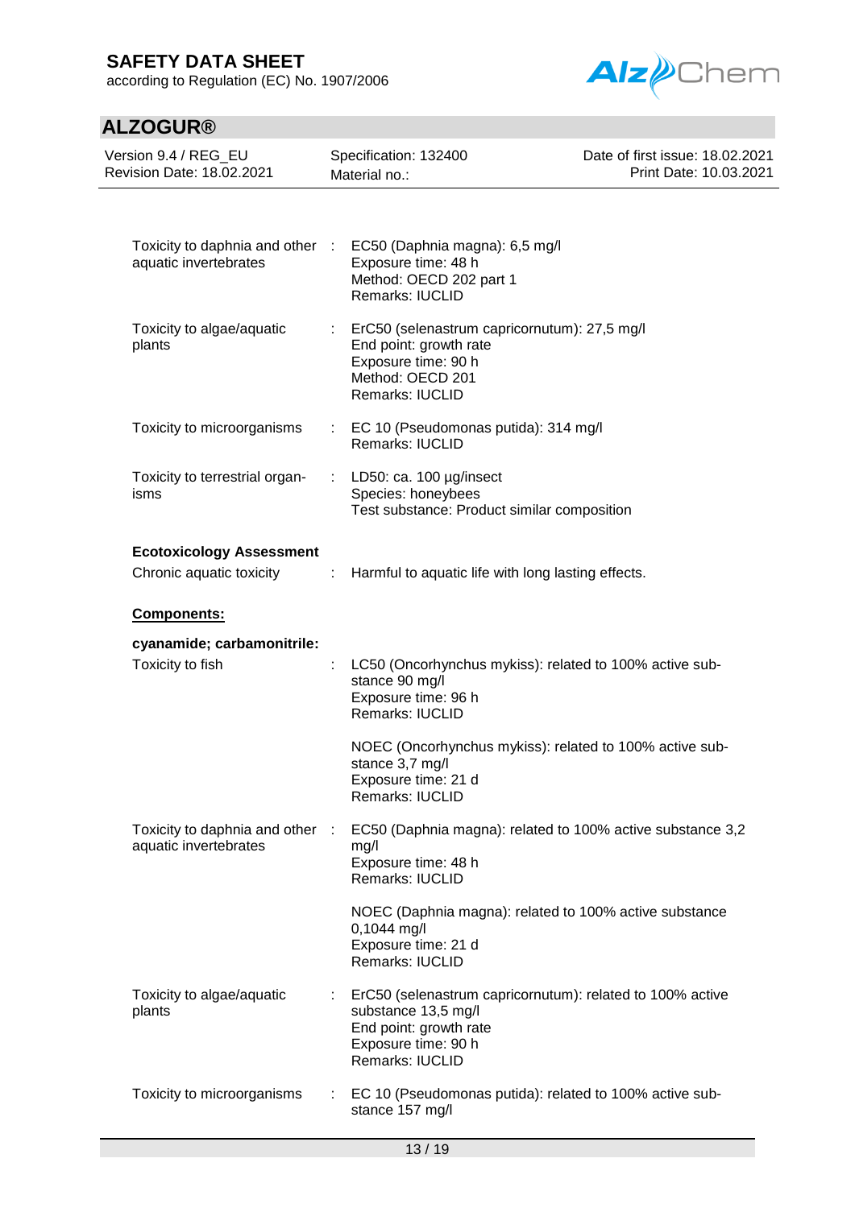| | | |
|---|---|---|
| Toxicity to daphnia and other aquatic invertebrates | : | EC50 (Daphnia magna): 6,5 mg/l<br>Exposure time: 48 h<br>Method: OECD 202 part 1<br>Remarks: IUCLID |
| Toxicity to algae/aquatic plants | : | ErC50 (selenastrum capricornutum): 27,5 mg/l<br>End point: growth rate<br>Exposure time: 90 h<br>Method: OECD 201<br>Remarks: IUCLID |
| Toxicity to microorganisms | : | EC 10 (Pseudomonas putida): 314 mg/l<br>Remarks: IUCLID |
| Toxicity to terrestrial organisms | : | LD50: ca. 100 µg/insect<br>Species: honeybees<br>Test substance: Product similar composition |

**Ecotoxicology Assessment**

| | | |
|---|---|---|
| Chronic aquatic toxicity | : | Harmful to aquatic life with long lasting effects. |

**Components:**

**cyanamide; carbamonitrile:**

| | | |
|---|---|---|
| Toxicity to fish | : | LC50 (Oncorhynchus mykiss): related to 100% active substance 90 mg/l<br>Exposure time: 96 h<br>Remarks: IUCLID |
| | | NOEC (Oncorhynchus mykiss): related to 100% active substance 3,7 mg/l<br>Exposure time: 21 d<br>Remarks: IUCLID |
| Toxicity to daphnia and other aquatic invertebrates | : | EC50 (Daphnia magna): related to 100% active substance 3,2 mg/l<br>Exposure time: 48 h<br>Remarks: IUCLID |
| | | NOEC (Daphnia magna): related to 100% active substance 0,1044 mg/l<br>Exposure time: 21 d<br>Remarks: IUCLID |
| Toxicity to algae/aquatic plants | : | ErC50 (selenastrum capricornutum): related to 100% active substance 13,5 mg/l<br>End point: growth rate<br>Exposure time: 90 h<br>Remarks: IUCLID |
| Toxicity to microorganisms | : | EC 10 (Pseudomonas putida): related to 100% active substance 157 mg/l |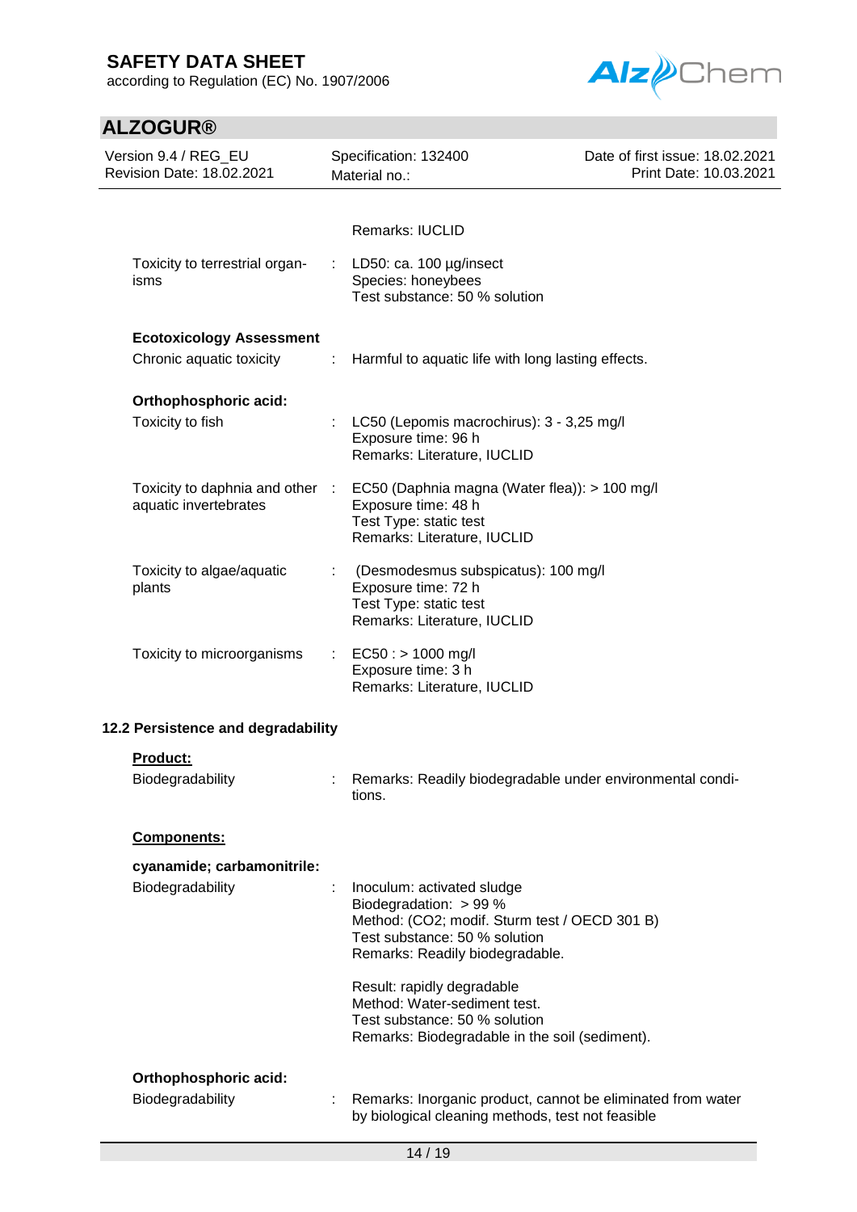Remarks: IUCLID

| | | |
|---|---|---|
| Toxicity to terrestrial organisms | : | LD50: ca. 100 µg/insect<br>Species: honeybees<br>Test substance: 50 % solution |

**Ecotoxicology Assessment**

| | | |
|---|---|---|
| Chronic aquatic toxicity | : | Harmful to aquatic life with long lasting effects. |

**Orthophosphoric acid:**

| | | |
|---|---|---|
| Toxicity to fish | : | LC50 (Lepomis macrochirus): 3 - 3,25 mg/l<br>Exposure time: 96 h<br>Remarks: Literature, IUCLID |
| Toxicity to daphnia and other aquatic invertebrates | : | EC50 (Daphnia magna (Water flea)): > 100 mg/l<br>Exposure time: 48 h<br>Test Type: static test<br>Remarks: Literature, IUCLID |
| Toxicity to algae/aquatic plants | : | (Desmodesmus subspicatus): 100 mg/l<br>Exposure time: 72 h<br>Test Type: static test<br>Remarks: Literature, IUCLID |
| Toxicity to microorganisms | : | EC50 : > 1000 mg/l<br>Exposure time: 3 h<br>Remarks: Literature, IUCLID |

### 12.2 Persistence and degradability

**Product:**

| | | |
|---|---|---|
| Biodegradability | : | Remarks: Readily biodegradable under environmental conditions. |

**Components:**

**cyanamide; carbamonitrile:**

| | | |
|---|---|---|
| Biodegradability | : | Inoculum: activated sludge<br>Biodegradation: > 99 %<br>Method: (CO2; modif. Sturm test / OECD 301 B)<br>Test substance: 50 % solution<br>Remarks: Readily biodegradable.<br><br>Result: rapidly degradable<br>Method: Water-sediment test.<br>Test substance: 50 % solution<br>Remarks: Biodegradable in the soil (sediment). |

**Orthophosphoric acid:**

| | | |
|---|---|---|
| Biodegradability | : | Remarks: Inorganic product, cannot be eliminated from water by biological cleaning methods, test not feasible |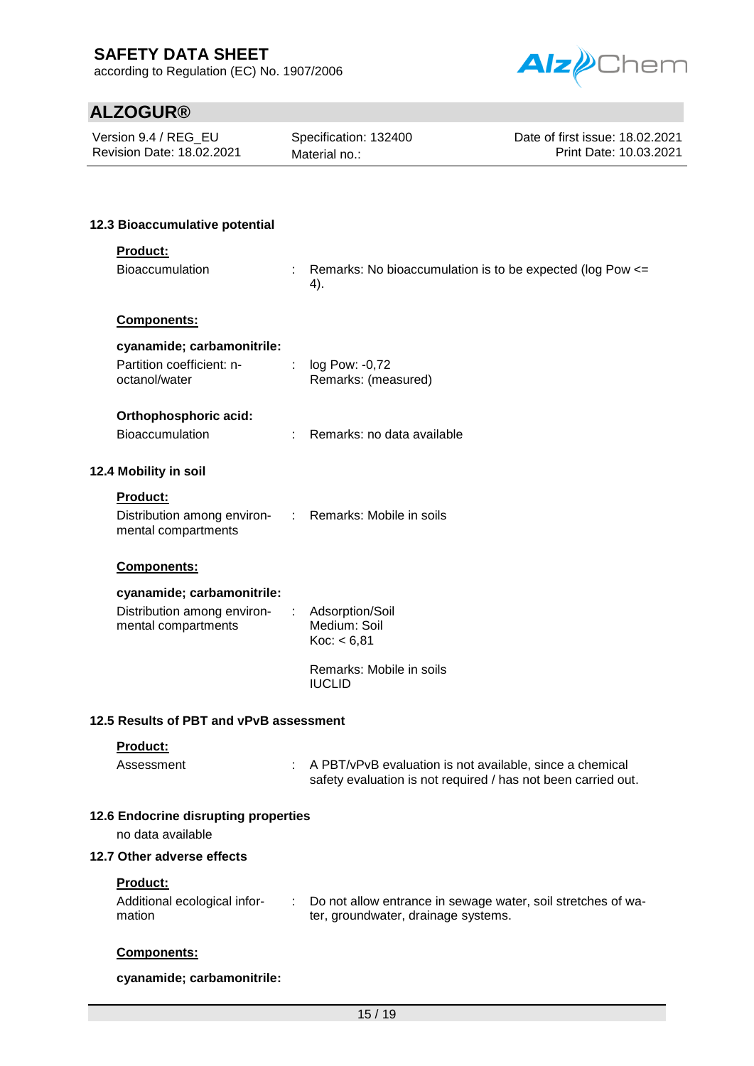### 12.3 Bioaccumulative potential

**Product:**

| | | |
|---|---|---|
| Bioaccumulation | : | Remarks: No bioaccumulation is to be expected (log Pow <= 4). |

**Components:**

**cyanamide; carbamonitrile:**

| | | |
|---|---|---|
| Partition coefficient: n-octanol/water | : | log Pow: -0,72<br>Remarks: (measured) |

**Orthophosphoric acid:**

| | | |
|---|---|---|
| Bioaccumulation | : | Remarks: no data available |

### 12.4 Mobility in soil

**Product:**

| | | |
|---|---|---|
| Distribution among environmental compartments | : | Remarks: Mobile in soils |

**Components:**

**cyanamide; carbamonitrile:**

| | | |
|---|---|---|
| Distribution among environmental compartments | : | Adsorption/Soil<br>Medium: Soil<br>Koc: < 6,81<br><br>Remarks: Mobile in soils<br>IUCLID |

### 12.5 Results of PBT and vPvB assessment

**Product:**

| | | |
|---|---|---|
| Assessment | : | A PBT/vPvB evaluation is not available, since a chemical safety evaluation is not required / has not been carried out. |

### 12.6 Endocrine disrupting properties

no data available

### 12.7 Other adverse effects

**Product:**

| | | |
|---|---|---|
| Additional ecological information | : | Do not allow entrance in sewage water, soil stretches of water, groundwater, drainage systems. |

**Components:**

**cyanamide; carbamonitrile:**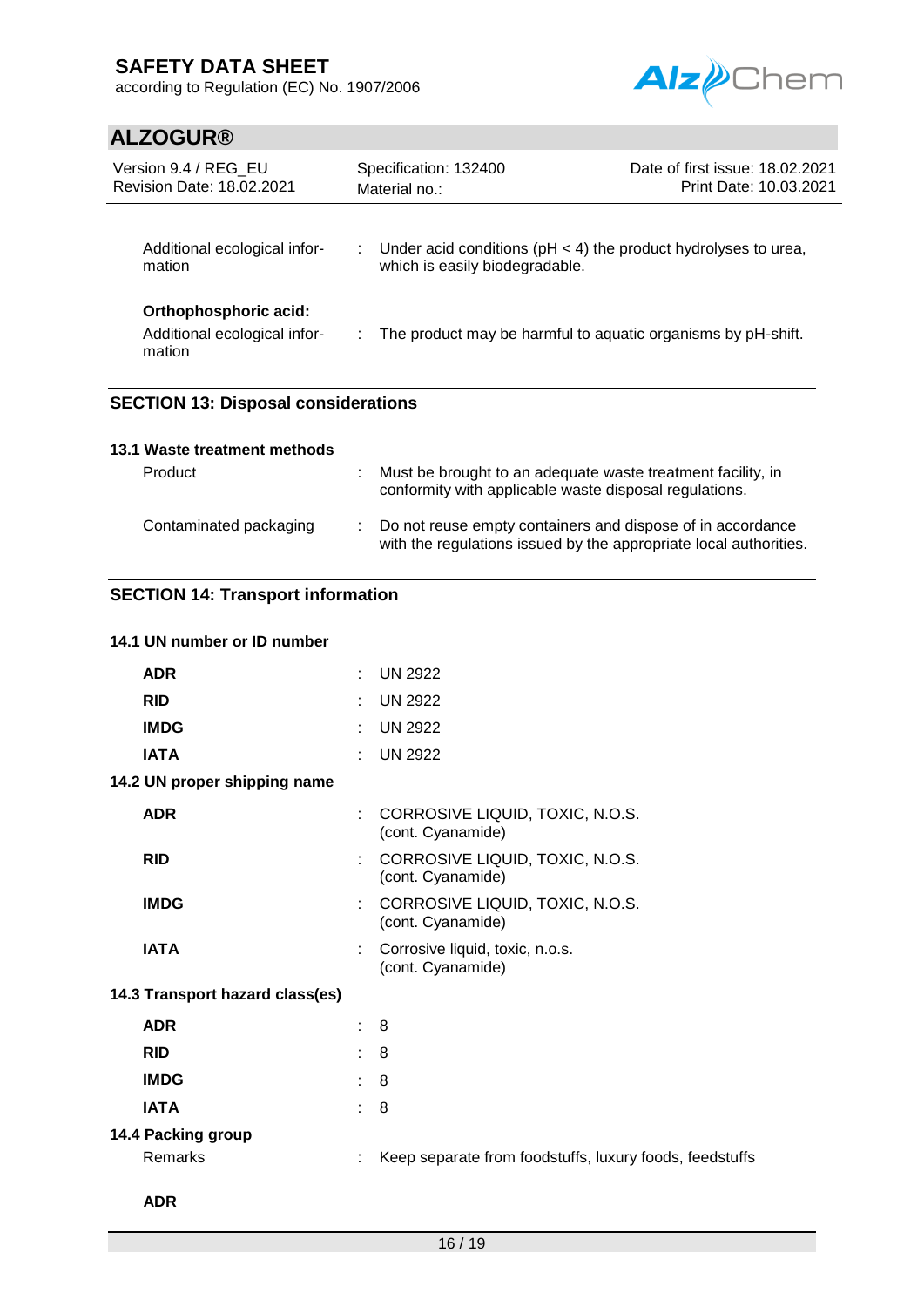| | | |
|---|---|---|
| Additional ecological information | : | Under acid conditions (pH < 4) the product hydrolyses to urea, which is easily biodegradable. |

**Orthophosphoric acid:**

| | | |
|---|---|---|
| Additional ecological information | : | The product may be harmful to aquatic organisms by pH-shift. |

## SECTION 13: Disposal considerations

### 13.1 Waste treatment methods

| | | |
|---|---|---|
| Product | : | Must be brought to an adequate waste treatment facility, in conformity with applicable waste disposal regulations. |
| Contaminated packaging | : | Do not reuse empty containers and dispose of in accordance with the regulations issued by the appropriate local authorities. |

## SECTION 14: Transport information

### 14.1 UN number or ID number

| | | |
|---|---|---|
| **ADR** | : | UN 2922 |
| **RID** | : | UN 2922 |
| **IMDG** | : | UN 2922 |
| **IATA** | : | UN 2922 |

### 14.2 UN proper shipping name

| | | |
|---|---|---|
| **ADR** | : | CORROSIVE LIQUID, TOXIC, N.O.S. (cont. Cyanamide) |
| **RID** | : | CORROSIVE LIQUID, TOXIC, N.O.S. (cont. Cyanamide) |
| **IMDG** | : | CORROSIVE LIQUID, TOXIC, N.O.S. (cont. Cyanamide) |
| **IATA** | : | Corrosive liquid, toxic, n.o.s. (cont. Cyanamide) |

### 14.3 Transport hazard class(es)

| | | |
|---|---|---|
| **ADR** | : | 8 |
| **RID** | : | 8 |
| **IMDG** | : | 8 |
| **IATA** | : | 8 |

### 14.4 Packing group

| | | |
|---|---|---|
| Remarks | : | Keep separate from foodstuffs, luxury foods, feedstuffs |

**ADR**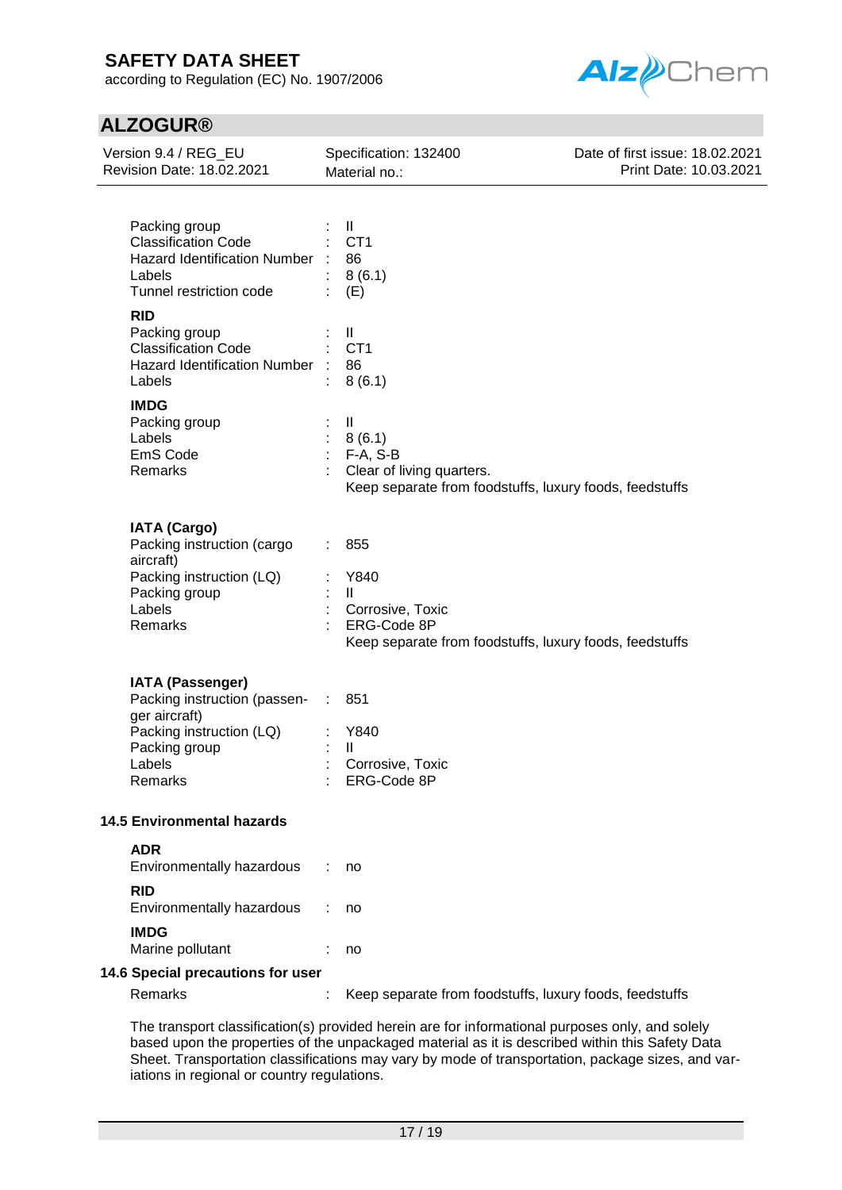| | | |
|---|---|---|
| Packing group | : | II |
| Classification Code | : | CT1 |
| Hazard Identification Number | : | 86 |
| Labels | : | 8 (6.1) |
| Tunnel restriction code | : | (E) |

**RID**

| | | |
|---|---|---|
| Packing group | : | II |
| Classification Code | : | CT1 |
| Hazard Identification Number | : | 86 |
| Labels | : | 8 (6.1) |

**IMDG**

| | | |
|---|---|---|
| Packing group | : | II |
| Labels | : | 8 (6.1) |
| EmS Code | : | F-A, S-B |
| Remarks | : | Clear of living quarters.<br>Keep separate from foodstuffs, luxury foods, feedstuffs |

**IATA (Cargo)**

| | | |
|---|---|---|
| Packing instruction (cargo aircraft) | : | 855 |
| Packing instruction (LQ) | : | Y840 |
| Packing group | : | II |
| Labels | : | Corrosive, Toxic |
| Remarks | : | ERG-Code 8P<br>Keep separate from foodstuffs, luxury foods, feedstuffs |

**IATA (Passenger)**

| | | |
|---|---|---|
| Packing instruction (passenger aircraft) | : | 851 |
| Packing instruction (LQ) | : | Y840 |
| Packing group | : | II |
| Labels | : | Corrosive, Toxic |
| Remarks | : | ERG-Code 8P |

### 14.5 Environmental hazards

**ADR**

Environmentally hazardous : no

**RID**

Environmentally hazardous : no

**IMDG**

Marine pollutant : no

### 14.6 Special precautions for user

Remarks : Keep separate from foodstuffs, luxury foods, feedstuffs

The transport classification(s) provided herein are for informational purposes only, and solely based upon the properties of the unpackaged material as it is described within this Safety Data Sheet. Transportation classifications may vary by mode of transportation, package sizes, and variations in regional or country regulations.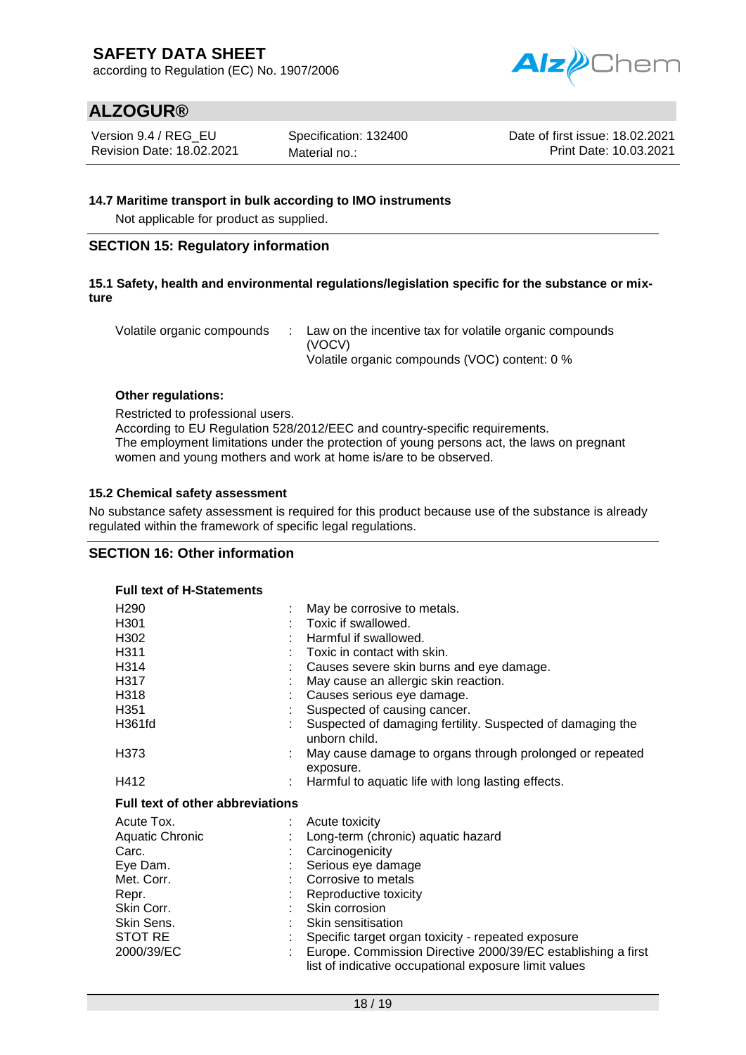### 14.7 Maritime transport in bulk according to IMO instruments

Not applicable for product as supplied.

## SECTION 15: Regulatory information

### 15.1 Safety, health and environmental regulations/legislation specific for the substance or mixture

| | | |
|---|---|---|
| Volatile organic compounds | : | Law on the incentive tax for volatile organic compounds (VOCV)<br>Volatile organic compounds (VOC) content: 0 % |

**Other regulations:**

Restricted to professional users.
According to EU Regulation 528/2012/EEC and country-specific requirements.
The employment limitations under the protection of young persons act, the laws on pregnant women and young mothers and work at home is/are to be observed.

### 15.2 Chemical safety assessment

No substance safety assessment is required for this product because use of the substance is already regulated within the framework of specific legal regulations.

## SECTION 16: Other information

**Full text of H-Statements**

| | | |
|---|---|---|
| H290 | : | May be corrosive to metals. |
| H301 | : | Toxic if swallowed. |
| H302 | : | Harmful if swallowed. |
| H311 | : | Toxic in contact with skin. |
| H314 | : | Causes severe skin burns and eye damage. |
| H317 | : | May cause an allergic skin reaction. |
| H318 | : | Causes serious eye damage. |
| H351 | : | Suspected of causing cancer. |
| H361fd | : | Suspected of damaging fertility. Suspected of damaging the unborn child. |
| H373 | : | May cause damage to organs through prolonged or repeated exposure. |
| H412 | : | Harmful to aquatic life with long lasting effects. |

**Full text of other abbreviations**

| | | |
|---|---|---|
| Acute Tox. | : | Acute toxicity |
| Aquatic Chronic | : | Long-term (chronic) aquatic hazard |
| Carc. | : | Carcinogenicity |
| Eye Dam. | : | Serious eye damage |
| Met. Corr. | : | Corrosive to metals |
| Repr. | : | Reproductive toxicity |
| Skin Corr. | : | Skin corrosion |
| Skin Sens. | : | Skin sensitisation |
| STOT RE | : | Specific target organ toxicity - repeated exposure |
| 2000/39/EC | : | Europe. Commission Directive 2000/39/EC establishing a first list of indicative occupational exposure limit values |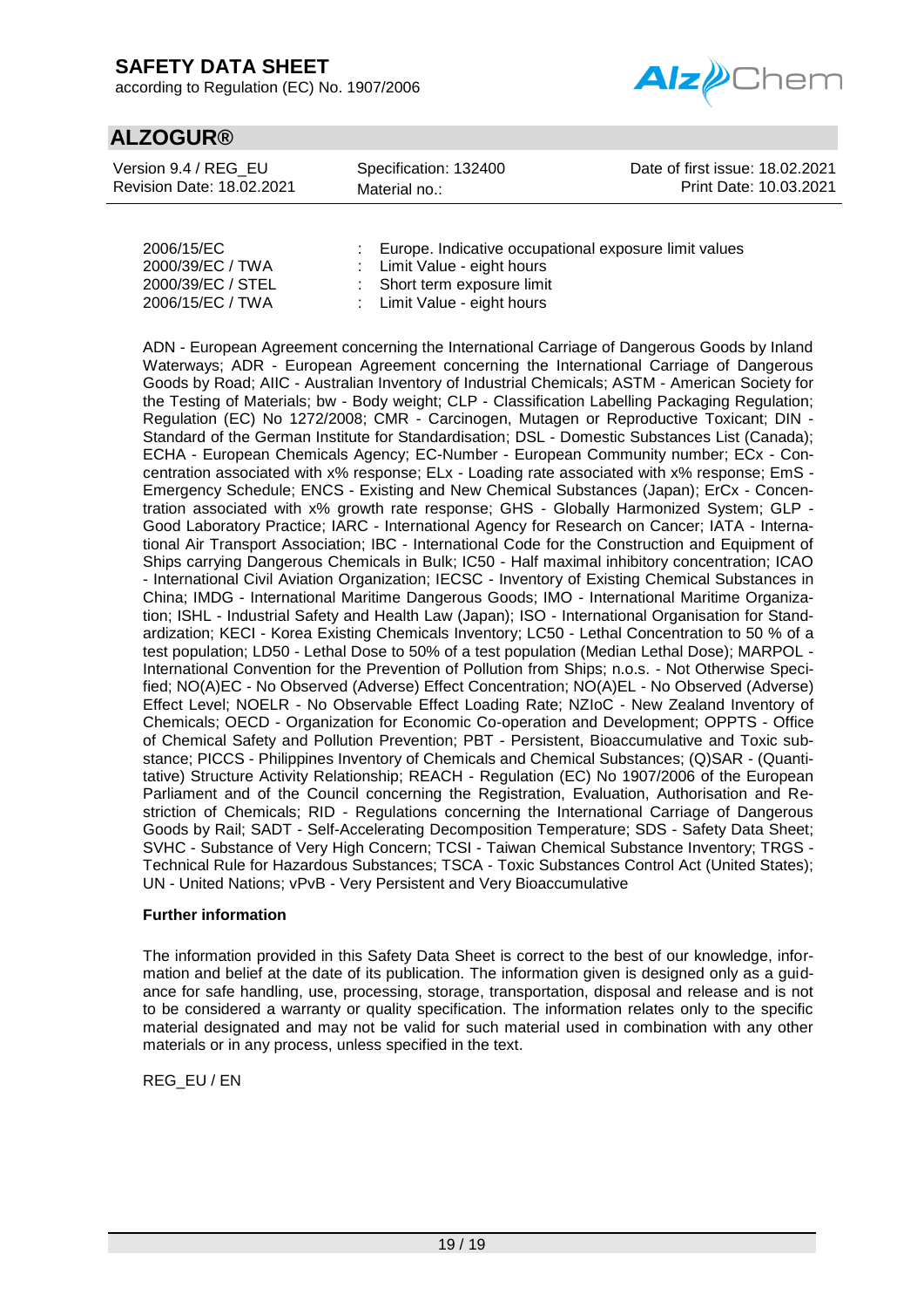| | | |
|---|---|---|
| 2006/15/EC | : | Europe. Indicative occupational exposure limit values |
| 2000/39/EC / TWA | : | Limit Value - eight hours |
| 2000/39/EC / STEL | : | Short term exposure limit |
| 2006/15/EC / TWA | : | Limit Value - eight hours |

ADN - European Agreement concerning the International Carriage of Dangerous Goods by Inland Waterways; ADR - European Agreement concerning the International Carriage of Dangerous Goods by Road; AIIC - Australian Inventory of Industrial Chemicals; ASTM - American Society for the Testing of Materials; bw - Body weight; CLP - Classification Labelling Packaging Regulation; Regulation (EC) No 1272/2008; CMR - Carcinogen, Mutagen or Reproductive Toxicant; DIN - Standard of the German Institute for Standardisation; DSL - Domestic Substances List (Canada); ECHA - European Chemicals Agency; EC-Number - European Community number; ECx - Concentration associated with x% response; ELx - Loading rate associated with x% response; EmS - Emergency Schedule; ENCS - Existing and New Chemical Substances (Japan); ErCx - Concentration associated with x% growth rate response; GHS - Globally Harmonized System; GLP - Good Laboratory Practice; IARC - International Agency for Research on Cancer; IATA - International Air Transport Association; IBC - International Code for the Construction and Equipment of Ships carrying Dangerous Chemicals in Bulk; IC50 - Half maximal inhibitory concentration; ICAO - International Civil Aviation Organization; IECSC - Inventory of Existing Chemical Substances in China; IMDG - International Maritime Dangerous Goods; IMO - International Maritime Organization; ISHL - Industrial Safety and Health Law (Japan); ISO - International Organisation for Standardization; KECI - Korea Existing Chemicals Inventory; LC50 - Lethal Concentration to 50 % of a test population; LD50 - Lethal Dose to 50% of a test population (Median Lethal Dose); MARPOL - International Convention for the Prevention of Pollution from Ships; n.o.s. - Not Otherwise Specified; NO(A)EC - No Observed (Adverse) Effect Concentration; NO(A)EL - No Observed (Adverse) Effect Level; NOELR - No Observable Effect Loading Rate; NZIoC - New Zealand Inventory of Chemicals; OECD - Organization for Economic Co-operation and Development; OPPTS - Office of Chemical Safety and Pollution Prevention; PBT - Persistent, Bioaccumulative and Toxic substance; PICCS - Philippines Inventory of Chemicals and Chemical Substances; (Q)SAR - (Quantitative) Structure Activity Relationship; REACH - Regulation (EC) No 1907/2006 of the European Parliament and of the Council concerning the Registration, Evaluation, Authorisation and Restriction of Chemicals; RID - Regulations concerning the International Carriage of Dangerous Goods by Rail; SADT - Self-Accelerating Decomposition Temperature; SDS - Safety Data Sheet; SVHC - Substance of Very High Concern; TCSI - Taiwan Chemical Substance Inventory; TRGS - Technical Rule for Hazardous Substances; TSCA - Toxic Substances Control Act (United States); UN - United Nations; vPvB - Very Persistent and Very Bioaccumulative

**Further information**

The information provided in this Safety Data Sheet is correct to the best of our knowledge, information and belief at the date of its publication. The information given is designed only as a guidance for safe handling, use, processing, storage, transportation, disposal and release and is not to be considered a warranty or quality specification. The information relates only to the specific material designated and may not be valid for such material used in combination with any other materials or in any process, unless specified in the text.

REG_EU / EN